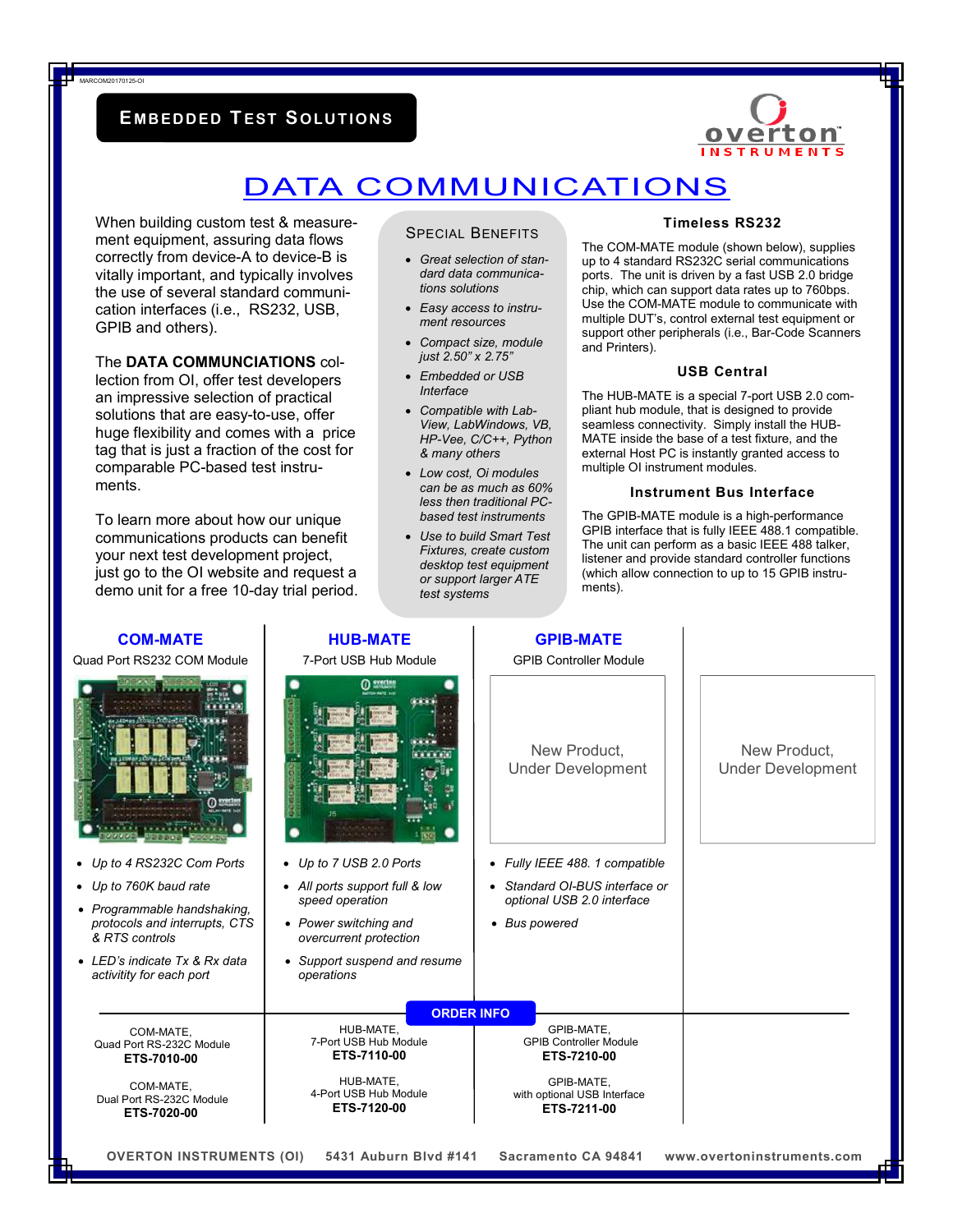MARCOM20170125-OI

**EMBEDDED TEST SOLUTIONS**

overton INSTRUMENTS

# DATA COMMUNICATIONS

When building custom test & measurement equipment, assuring data flows correctly from device-A to device-B is vitally important, and typically involves the use of several standard communication interfaces (i.e., RS232, USB, GPIB and others).

The **DATA COMMUNICATIONS** collection from OI, offer test developers an impressive selection of practical solutions that are easy-to-use, offer huge flexibility and comes with a price tag that is just a fraction of the cost for comparable PC-based test instruments.

To learn more about how our unique communications products can benefit your next test development project, just go to the OI website and request a demo unit for a free 10-day trial period.

## SPECIAL BENEFITS

- *Great selection of standard data communications solutions*
- *Easy access to instrument resources*
- *Compact size, module just 2.50" x 2.75"*
- *Embedded or USB Interface*
- *Compatible with LabView, LabWindows, VB, HP-Vee, C/C++, Python & many others*
- *Low cost, Oi modules can be as much as 60% less then traditional PC-based test instruments*
- *Use to build Smart Test Fixtures, create custom desktop test equipment or support larger ATE test systems*

### Timeless RS232

The COM-MATE module (shown below), supplies up to 4 standard RS232C serial communications ports. The unit is driven by a fast USB 2.0 bridge chip, which can support data rates up to 760bps. Use the COM-MATE module to communicate with multiple DUT's, control external test equipment or support other peripherals (i.e., Bar-Code Scanners and Printers).

### USB Central

The HUB-MATE is a special 7-port USB 2.0 compliant hub module, that is designed to provide seamless connectivity. Simply install the HUB-MATE inside the base of a test fixture, and the external Host PC is instantly granted access to multiple OI instrument modules.

### Instrument Bus Interface

The GPIB-MATE module is a high-performance GPIB interface that is fully IEEE 488.1 compatible. The unit can perform as a basic IEEE 488 talker, listener and provide standard controller functions (which allow connection to up to 15 GPIB instruments).

## COM-MATE

Quad Port RS232 COM Module

- *Up to 4 RS232C Com Ports*
- *Up to 760K baud rate*
- *Programmable handshaking, protocols and interrupts, CTS & RTS controls*
- *LED's indicate Tx & Rx data activitity for each port*

## HUB-MATE

7-Port USB Hub Module

- *Up to 7 USB 2.0 Ports*
- *All ports support full & low speed operation*
- *Power switching and overcurrent protection*
- *Support suspend and resume operations*

## GPIB-MATE

GPIB Controller Module

New Product, Under Development

- *Fully IEEE 488. 1 compatible*
- *Standard OI-BUS interface or optional USB 2.0 interface*
- *Bus powered*

New Product, Under Development

## ORDER INFO

| COM-MATE | HUB-MATE | GPIB-MATE |
|---|---|---|
| COM-MATE, Quad Port RS-232C Module **ETS-7010-00** | HUB-MATE, 7-Port USB Hub Module **ETS-7110-00** | GPIB-MATE, GPIB Controller Module **ETS-7210-00** |
| COM-MATE, Dual Port RS-232C Module **ETS-7020-00** | HUB-MATE, 4-Port USB Hub Module **ETS-7120-00** | GPIB-MATE, with optional USB Interface **ETS-7211-00** |

**OVERTON INSTRUMENTS (OI)    5431 Auburn Blvd #141    Sacramento CA 94841    www.overtoninstruments.com**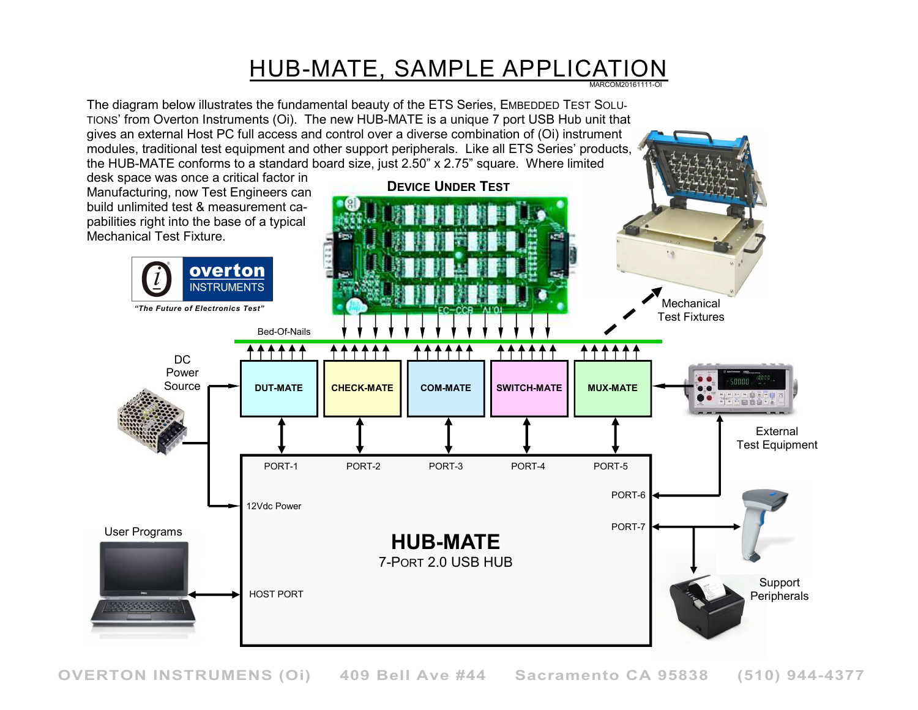# HUB-MATE, SAMPLE APPLICATION

MARCOM20161111-OI

The diagram below illustrates the fundamental beauty of the ETS Series, EMBEDDED TEST SOLUTIONS' from Overton Instruments (Oi). The new HUB-MATE is a unique 7 port USB Hub unit that gives an external Host PC full access and control over a diverse combination of (Oi) instrument modules, traditional test equipment and other support peripherals. Like all ETS Series' products, the HUB-MATE conforms to a standard board size, just 2.50" x 2.75" square. Where limited desk space was once a critical factor in Manufacturing, now Test Engineers can build unlimited test & measurement capabilities right into the base of a typical Mechanical Test Fixture.

overton INSTRUMENTS

*"The Future of Electronics Test"*

DEVICE UNDER TEST

Mechanical Test Fixtures

Bed-Of-Nails

DC Power Source

DUT-MATE

CHECK-MATE

COM-MATE

SWITCH-MATE

MUX-MATE

External Test Equipment

PORT-1

PORT-2

PORT-3

PORT-4

PORT-5

PORT-6

PORT-7

12Vdc Power

HOST PORT

User Programs

**HUB-MATE**

7-PORT 2.0 USB HUB

Support Peripherals

OVERTON INSTRUMENS (Oi) 409 Bell Ave #44 Sacramento CA 95838 (510) 944-4377